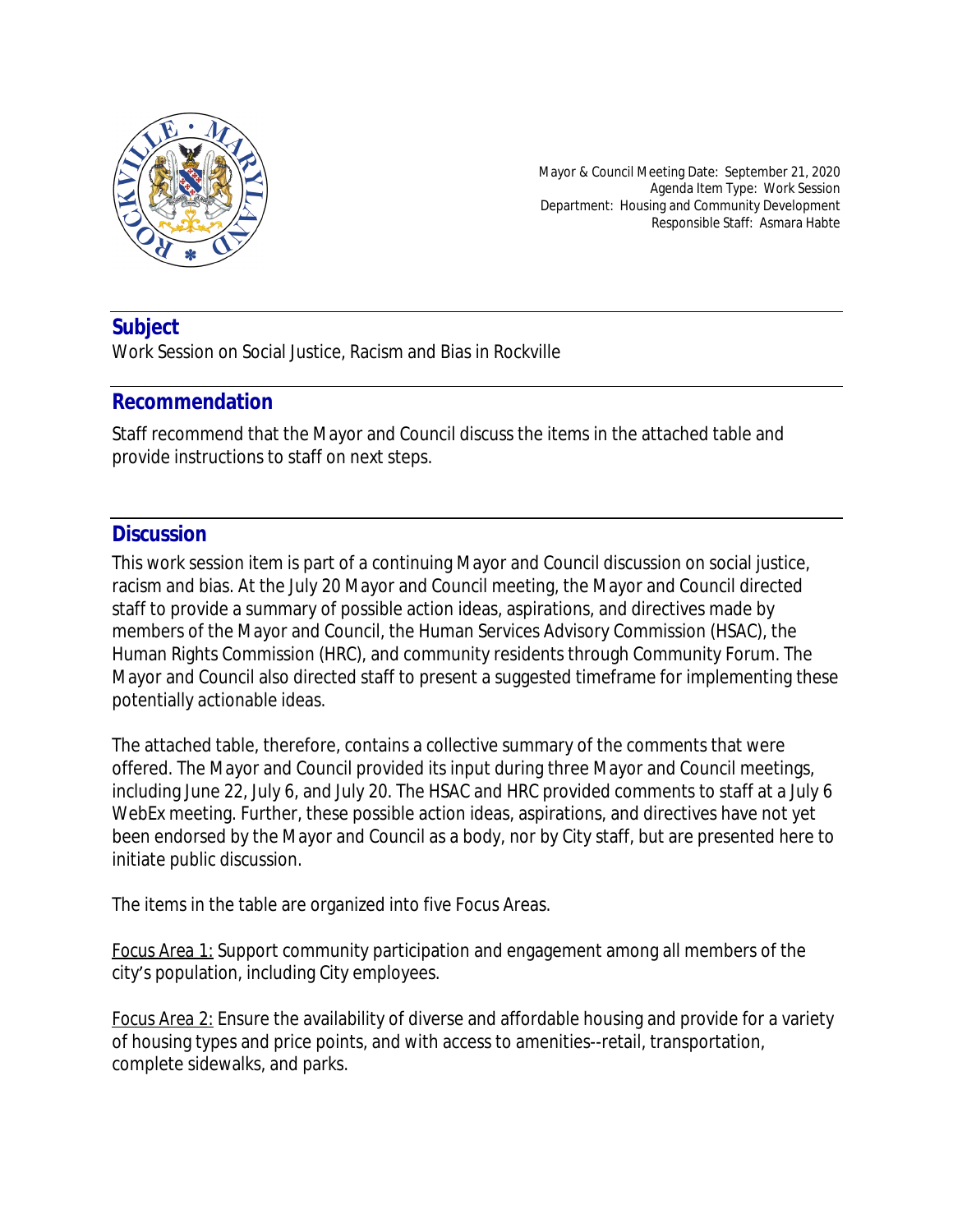Mayor & Council Meeting Date: September 21, 2020
Agenda Item Type: Work Session
Department: Housing and Community Development
Responsible Staff: Asmara Habte

## Subject

Work Session on Social Justice, Racism and Bias in Rockville

## Recommendation

Staff recommend that the Mayor and Council discuss the items in the attached table and provide instructions to staff on next steps.

## Discussion

This work session item is part of a continuing Mayor and Council discussion on social justice, racism and bias. At the July 20 Mayor and Council meeting, the Mayor and Council directed staff to provide a summary of possible action ideas, aspirations, and directives made by members of the Mayor and Council, the Human Services Advisory Commission (HSAC), the Human Rights Commission (HRC), and community residents through Community Forum. The Mayor and Council also directed staff to present a suggested timeframe for implementing these potentially actionable ideas.

The attached table, therefore, contains a collective summary of the comments that were offered. The Mayor and Council provided its input during three Mayor and Council meetings, including June 22, July 6, and July 20. The HSAC and HRC provided comments to staff at a July 6 WebEx meeting. Further, these possible action ideas, aspirations, and directives have not yet been endorsed by the Mayor and Council as a body, nor by City staff, but are presented here to initiate public discussion.

The items in the table are organized into five Focus Areas.

Focus Area 1: Support community participation and engagement among all members of the city's population, including City employees.

Focus Area 2: Ensure the availability of diverse and affordable housing and provide for a variety of housing types and price points, and with access to amenities--retail, transportation, complete sidewalks, and parks.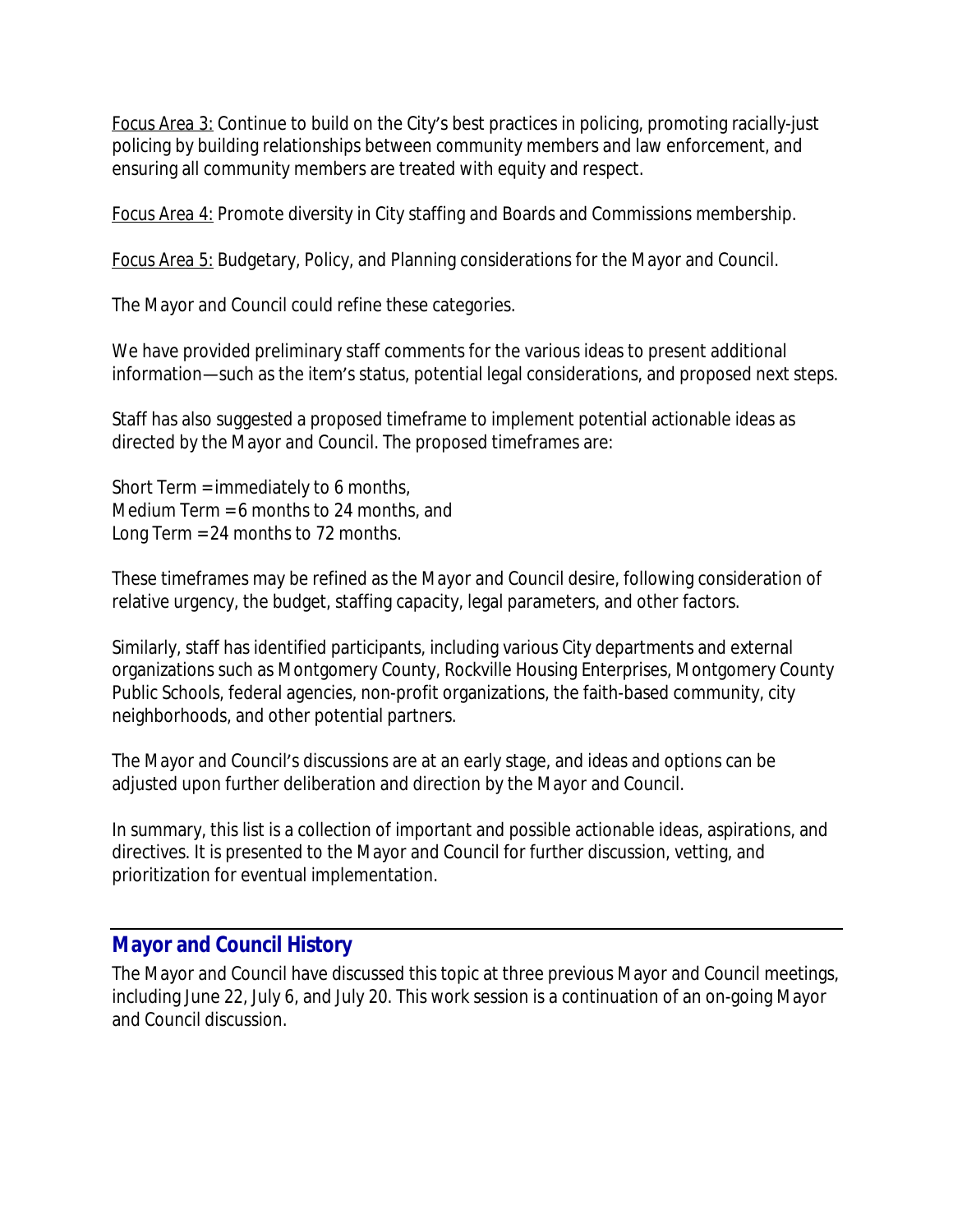Focus Area 3: Continue to build on the City's best practices in policing, promoting racially-just policing by building relationships between community members and law enforcement, and ensuring all community members are treated with equity and respect.

Focus Area 4: Promote diversity in City staffing and Boards and Commissions membership.

Focus Area 5: Budgetary, Policy, and Planning considerations for the Mayor and Council.

The Mayor and Council could refine these categories.

We have provided preliminary staff comments for the various ideas to present additional information—such as the item's status, potential legal considerations, and proposed next steps.

Staff has also suggested a proposed timeframe to implement potential actionable ideas as directed by the Mayor and Council. The proposed timeframes are:

Short Term = immediately to 6 months,
Medium Term = 6 months to 24 months, and
Long Term = 24 months to 72 months.

These timeframes may be refined as the Mayor and Council desire, following consideration of relative urgency, the budget, staffing capacity, legal parameters, and other factors.

Similarly, staff has identified participants, including various City departments and external organizations such as Montgomery County, Rockville Housing Enterprises, Montgomery County Public Schools, federal agencies, non-profit organizations, the faith-based community, city neighborhoods, and other potential partners.

The Mayor and Council's discussions are at an early stage, and ideas and options can be adjusted upon further deliberation and direction by the Mayor and Council.

In summary, this list is a collection of important and possible actionable ideas, aspirations, and directives. It is presented to the Mayor and Council for further discussion, vetting, and prioritization for eventual implementation.

## Mayor and Council History

The Mayor and Council have discussed this topic at three previous Mayor and Council meetings, including June 22, July 6, and July 20. This work session is a continuation of an on-going Mayor and Council discussion.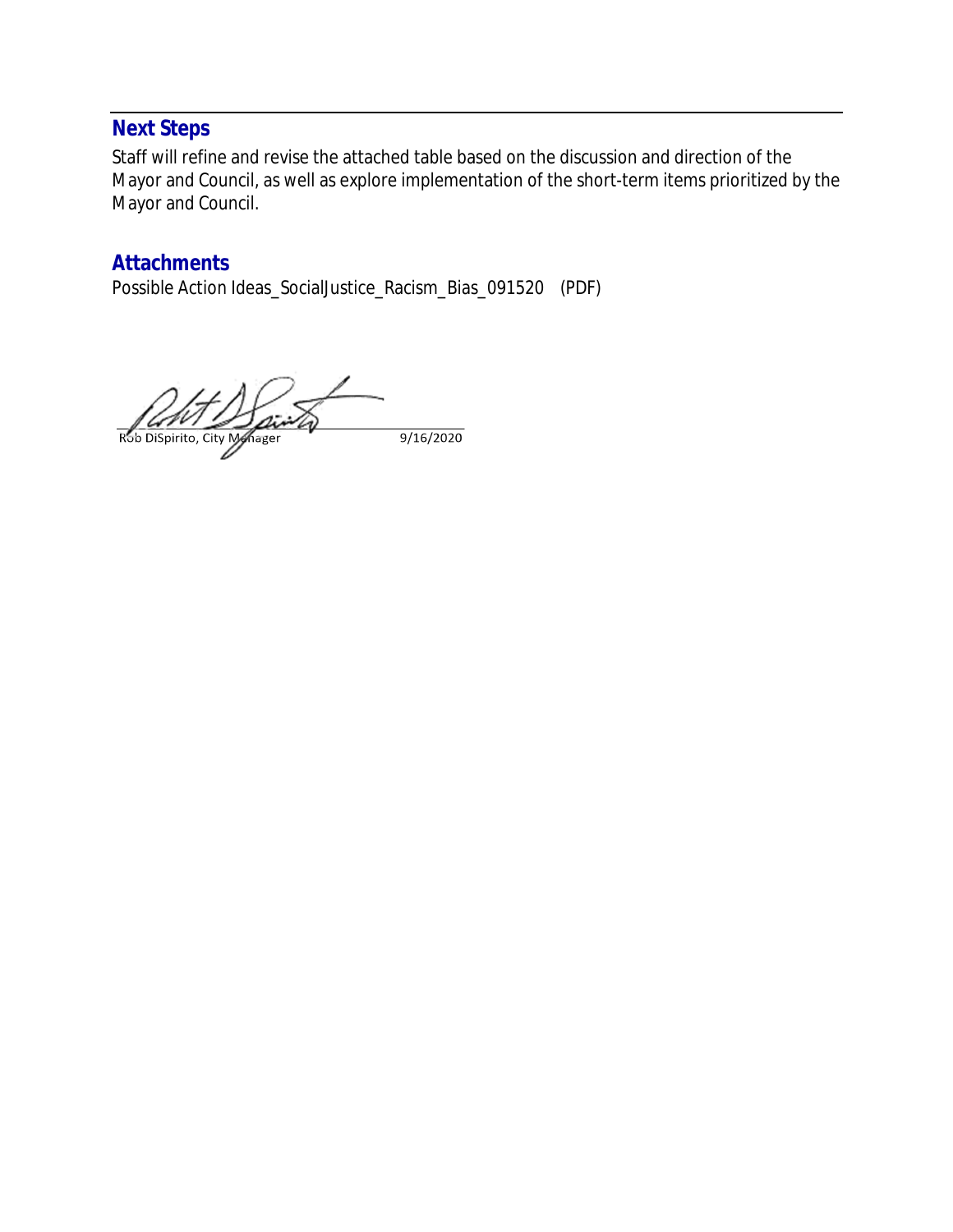## Next Steps

Staff will refine and revise the attached table based on the discussion and direction of the Mayor and Council, as well as explore implementation of the short-term items prioritized by the Mayor and Council.

## Attachments

Possible Action Ideas_SocialJustice_Racism_Bias_091520 (PDF)

Rob DiSpirito, City Manager 9/16/2020